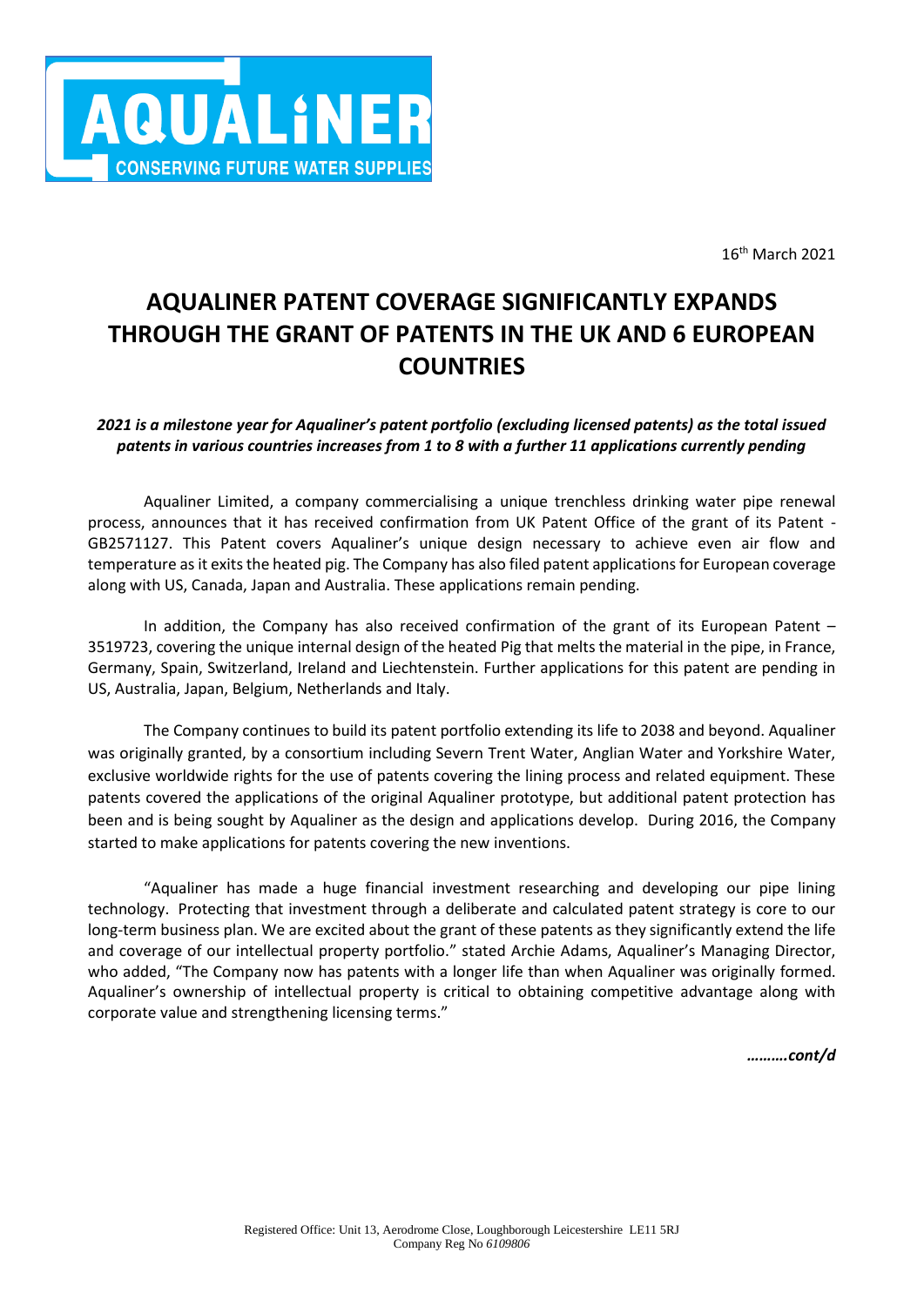16th March 2021

# AQUALINER PATENT COVERAGE SIGNIFICANTLY EXPANDS THROUGH THE GRANT OF PATENTS IN THE UK AND 6 EUROPEAN COUNTRIES

***2021 is a milestone year for Aqualiner's patent portfolio (excluding licensed patents) as the total issued patents in various countries increases from 1 to 8 with a further 11 applications currently pending***

Aqualiner Limited, a company commercialising a unique trenchless drinking water pipe renewal process, announces that it has received confirmation from UK Patent Office of the grant of its Patent - GB2571127. This Patent covers Aqualiner's unique design necessary to achieve even air flow and temperature as it exits the heated pig. The Company has also filed patent applications for European coverage along with US, Canada, Japan and Australia. These applications remain pending.

In addition, the Company has also received confirmation of the grant of its European Patent – 3519723, covering the unique internal design of the heated Pig that melts the material in the pipe, in France, Germany, Spain, Switzerland, Ireland and Liechtenstein. Further applications for this patent are pending in US, Australia, Japan, Belgium, Netherlands and Italy.

The Company continues to build its patent portfolio extending its life to 2038 and beyond. Aqualiner was originally granted, by a consortium including Severn Trent Water, Anglian Water and Yorkshire Water, exclusive worldwide rights for the use of patents covering the lining process and related equipment. These patents covered the applications of the original Aqualiner prototype, but additional patent protection has been and is being sought by Aqualiner as the design and applications develop. During 2016, the Company started to make applications for patents covering the new inventions.

"Aqualiner has made a huge financial investment researching and developing our pipe lining technology. Protecting that investment through a deliberate and calculated patent strategy is core to our long-term business plan. We are excited about the grant of these patents as they significantly extend the life and coverage of our intellectual property portfolio." stated Archie Adams, Aqualiner's Managing Director, who added, "The Company now has patents with a longer life than when Aqualiner was originally formed. Aqualiner's ownership of intellectual property is critical to obtaining competitive advantage along with corporate value and strengthening licensing terms."

***……….cont/d***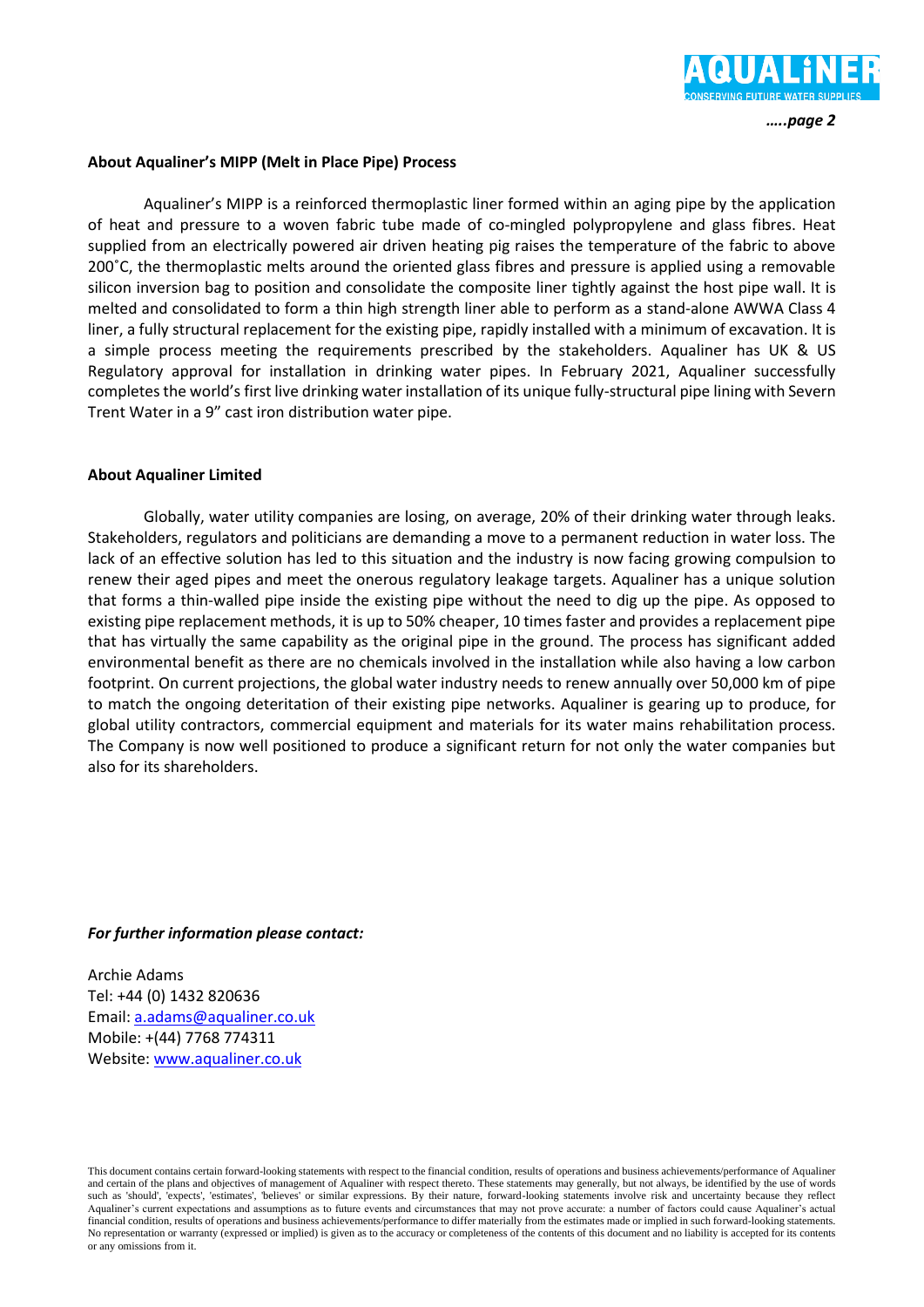**About Aqualiner's MIPP (Melt in Place Pipe) Process**

Aqualiner's MIPP is a reinforced thermoplastic liner formed within an aging pipe by the application of heat and pressure to a woven fabric tube made of co-mingled polypropylene and glass fibres. Heat supplied from an electrically powered air driven heating pig raises the temperature of the fabric to above 200˚C, the thermoplastic melts around the oriented glass fibres and pressure is applied using a removable silicon inversion bag to position and consolidate the composite liner tightly against the host pipe wall. It is melted and consolidated to form a thin high strength liner able to perform as a stand-alone AWWA Class 4 liner, a fully structural replacement for the existing pipe, rapidly installed with a minimum of excavation. It is a simple process meeting the requirements prescribed by the stakeholders. Aqualiner has UK & US Regulatory approval for installation in drinking water pipes. In February 2021, Aqualiner successfully completes the world's first live drinking water installation of its unique fully-structural pipe lining with Severn Trent Water in a 9" cast iron distribution water pipe.

**About Aqualiner Limited**

Globally, water utility companies are losing, on average, 20% of their drinking water through leaks. Stakeholders, regulators and politicians are demanding a move to a permanent reduction in water loss. The lack of an effective solution has led to this situation and the industry is now facing growing compulsion to renew their aged pipes and meet the onerous regulatory leakage targets. Aqualiner has a unique solution that forms a thin-walled pipe inside the existing pipe without the need to dig up the pipe. As opposed to existing pipe replacement methods, it is up to 50% cheaper, 10 times faster and provides a replacement pipe that has virtually the same capability as the original pipe in the ground. The process has significant added environmental benefit as there are no chemicals involved in the installation while also having a low carbon footprint. On current projections, the global water industry needs to renew annually over 50,000 km of pipe to match the ongoing deteritation of their existing pipe networks. Aqualiner is gearing up to produce, for global utility contractors, commercial equipment and materials for its water mains rehabilitation process. The Company is now well positioned to produce a significant return for not only the water companies but also for its shareholders.

***For further information please contact:***

Archie Adams
Tel: +44 (0) 1432 820636
Email: a.adams@aqualiner.co.uk
Mobile: +(44) 7768 774311
Website: www.aqualiner.co.uk

This document contains certain forward-looking statements with respect to the financial condition, results of operations and business achievements/performance of Aqualiner and certain of the plans and objectives of management of Aqualiner with respect thereto. These statements may generally, but not always, be identified by the use of words such as 'should', 'expects', 'estimates', 'believes' or similar expressions. By their nature, forward-looking statements involve risk and uncertainty because they reflect Aqualiner's current expectations and assumptions as to future events and circumstances that may not prove accurate: a number of factors could cause Aqualiner's actual financial condition, results of operations and business achievements/performance to differ materially from the estimates made or implied in such forward-looking statements. No representation or warranty (expressed or implied) is given as to the accuracy or completeness of the contents of this document and no liability is accepted for its contents or any omissions from it.